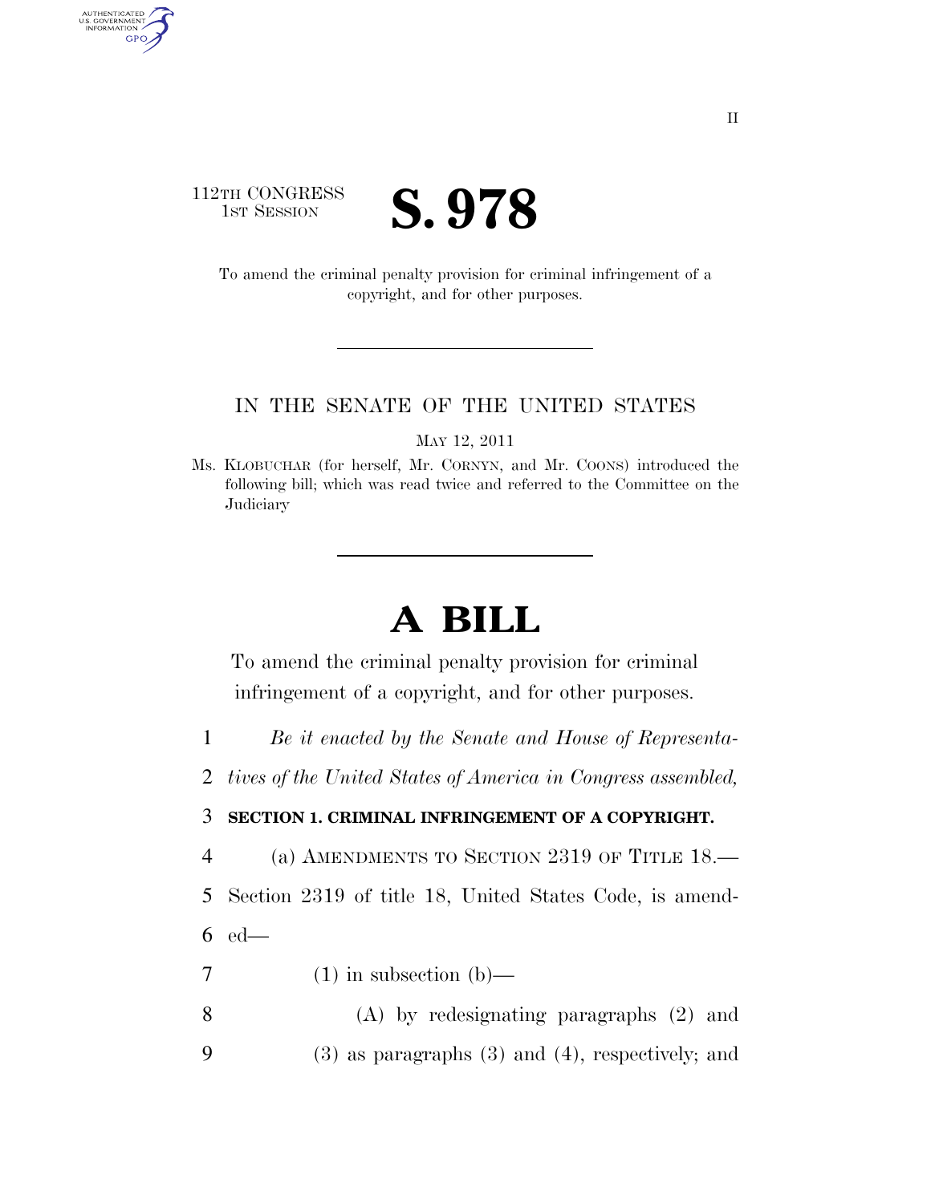112TH CONGRESS
1ST SESSION

# S. 978

To amend the criminal penalty provision for criminal infringement of a copyright, and for other purposes.

---

IN THE SENATE OF THE UNITED STATES

MAY 12, 2011

Ms. KLOBUCHAR (for herself, Mr. CORNYN, and Mr. COONS) introduced the following bill; which was read twice and referred to the Committee on the Judiciary

---

# A BILL

To amend the criminal penalty provision for criminal infringement of a copyright, and for other purposes.

1 *Be it enacted by the Senate and House of Representa-*
2 *tives of the United States of America in Congress assembled,*

3 **SECTION 1. CRIMINAL INFRINGEMENT OF A COPYRIGHT.**

4 (a) AMENDMENTS TO SECTION 2319 OF TITLE 18.—
5 Section 2319 of title 18, United States Code, is amend-
6 ed—

7 (1) in subsection (b)—

8 (A) by redesignating paragraphs (2) and
9 (3) as paragraphs (3) and (4), respectively; and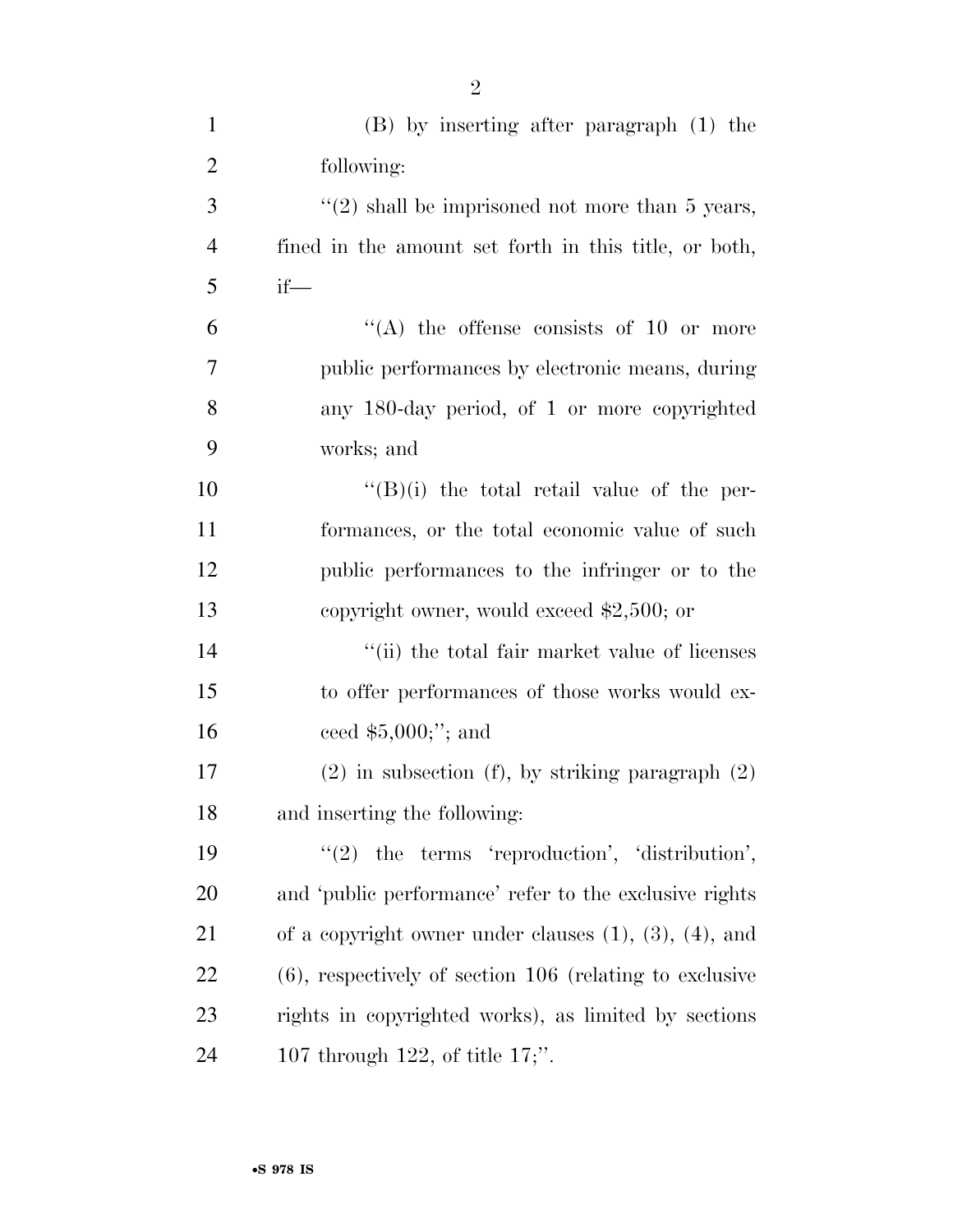(B) by inserting after paragraph (1) the following:

"(2) shall be imprisoned not more than 5 years, fined in the amount set forth in this title, or both, if—

"(A) the offense consists of 10 or more public performances by electronic means, during any 180-day period, of 1 or more copyrighted works; and

"(B)(i) the total retail value of the performances, or the total economic value of such public performances to the infringer or to the copyright owner, would exceed $2,500; or

"(ii) the total fair market value of licenses to offer performances of those works would exceed $5,000;"; and

(2) in subsection (f), by striking paragraph (2) and inserting the following:

"(2) the terms 'reproduction', 'distribution', and 'public performance' refer to the exclusive rights of a copyright owner under clauses (1), (3), (4), and (6), respectively of section 106 (relating to exclusive rights in copyrighted works), as limited by sections 107 through 122, of title 17;".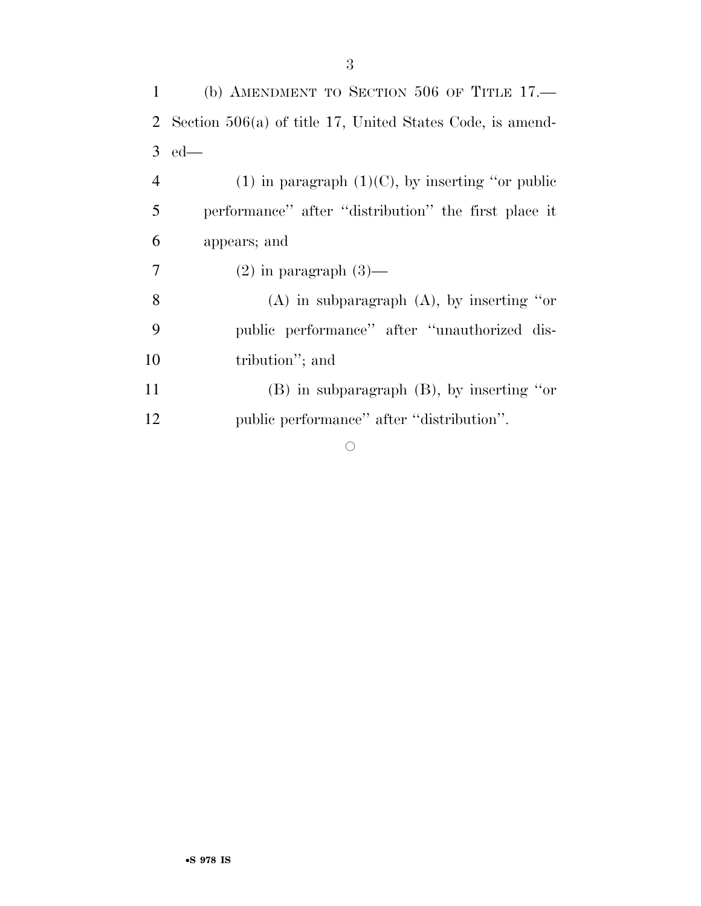(b) AMENDMENT TO SECTION 506 OF TITLE 17.—Section 506(a) of title 17, United States Code, is amended—

(1) in paragraph (1)(C), by inserting ''or public performance'' after ''distribution'' the first place it appears; and

(2) in paragraph (3)—

(A) in subparagraph (A), by inserting ''or public performance'' after ''unauthorized distribution''; and

(B) in subparagraph (B), by inserting ''or public performance'' after ''distribution''.